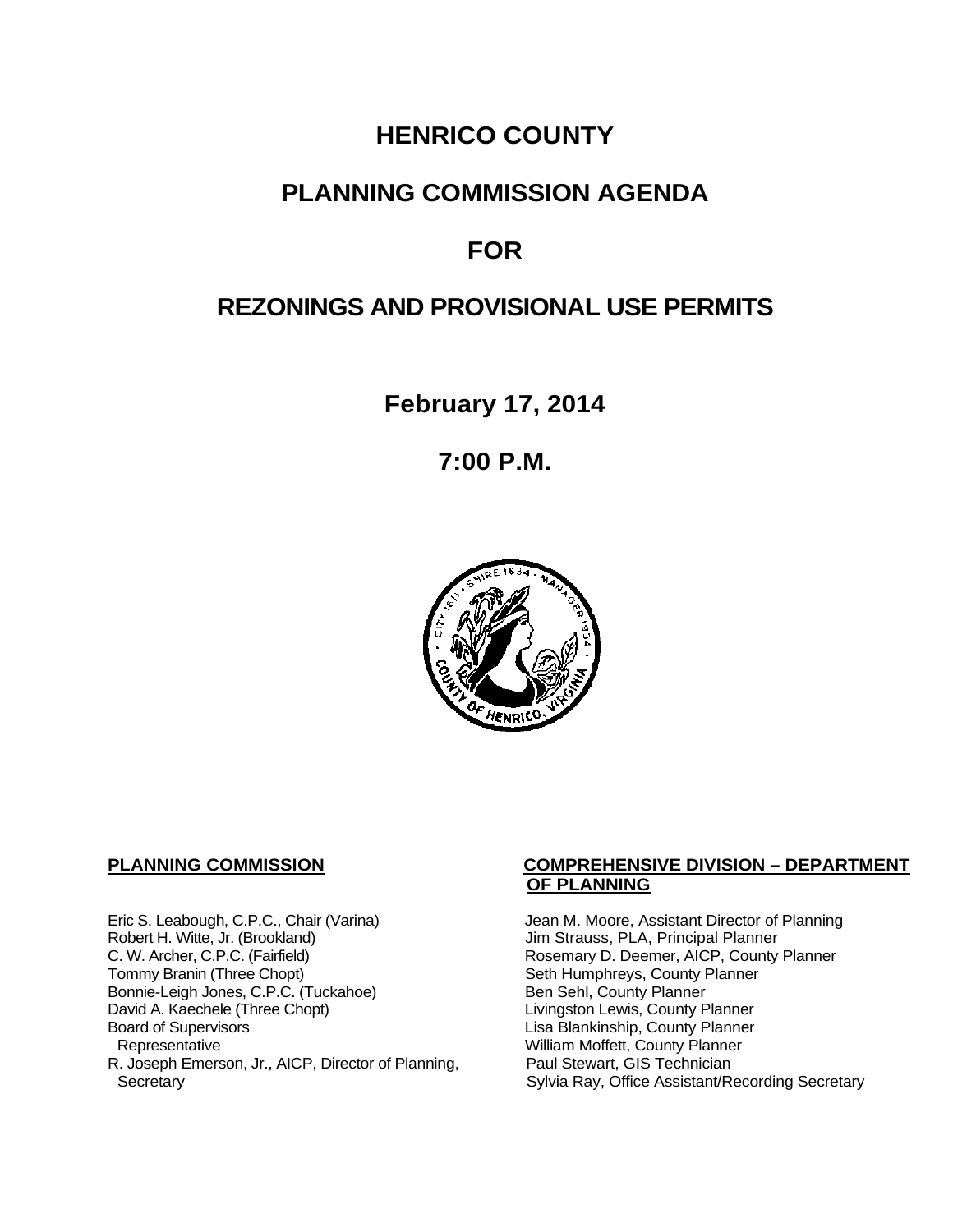# HENRICO COUNTY

# PLANNING COMMISSION AGENDA

# FOR

# REZONINGS AND PROVISIONAL USE PERMITS

## February 17, 2014

## 7:00 P.M.

**PLANNING COMMISSION**

Eric S. Leabough, C.P.C., Chair (Varina)
Robert H. Witte, Jr. (Brookland)
C. W. Archer, C.P.C. (Fairfield)
Tommy Branin (Three Chopt)
Bonnie-Leigh Jones, C.P.C. (Tuckahoe)
David A. Kaechele (Three Chopt)
Board of Supervisors
 Representative
R. Joseph Emerson, Jr., AICP, Director of Planning,
 Secretary

**COMPREHENSIVE DIVISION – DEPARTMENT OF PLANNING**

Jean M. Moore, Assistant Director of Planning
Jim Strauss, PLA, Principal Planner
Rosemary D. Deemer, AICP, County Planner
Seth Humphreys, County Planner
Ben Sehl, County Planner
Livingston Lewis, County Planner
Lisa Blankinship, County Planner
William Moffett, County Planner
Paul Stewart, GIS Technician
Sylvia Ray, Office Assistant/Recording Secretary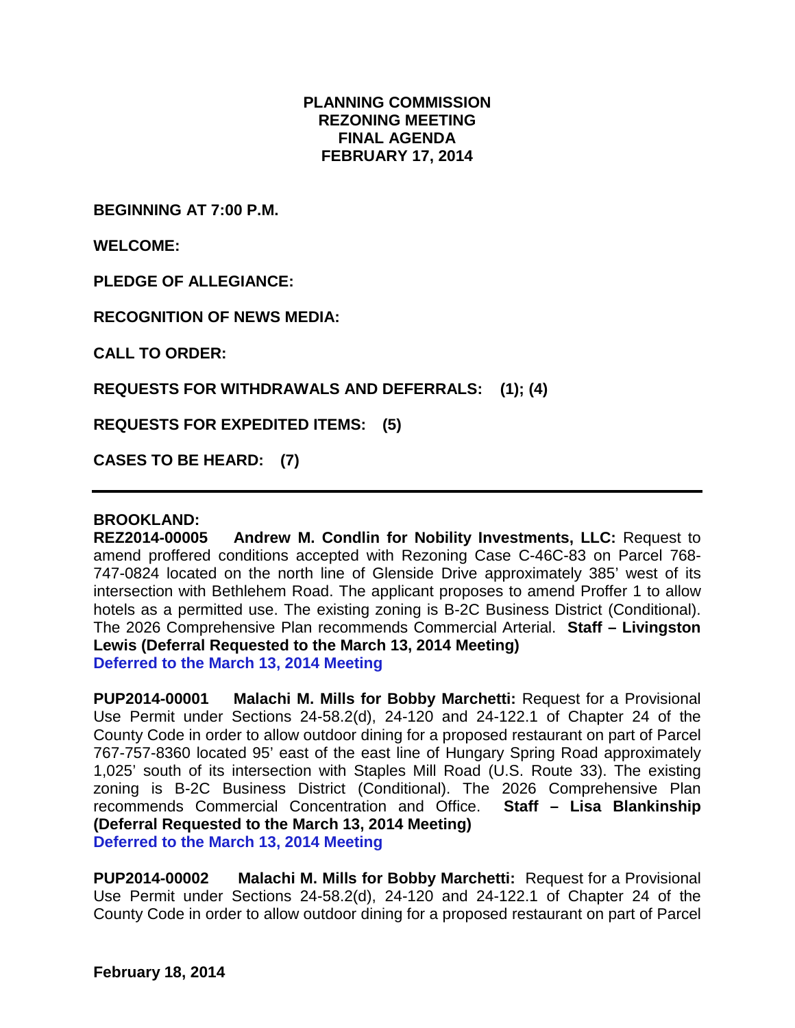**PLANNING COMMISSION**
**REZONING MEETING**
**FINAL AGENDA**
**FEBRUARY 17, 2014**

**BEGINNING AT 7:00 P.M.**

**WELCOME:**

**PLEDGE OF ALLEGIANCE:**

**RECOGNITION OF NEWS MEDIA:**

**CALL TO ORDER:**

**REQUESTS FOR WITHDRAWALS AND DEFERRALS: (1); (4)**

**REQUESTS FOR EXPEDITED ITEMS: (5)**

**CASES TO BE HEARD: (7)**

---

**BROOKLAND:**

**REZ2014-00005 Andrew M. Condlin for Nobility Investments, LLC:** Request to amend proffered conditions accepted with Rezoning Case C-46C-83 on Parcel 768-747-0824 located on the north line of Glenside Drive approximately 385' west of its intersection with Bethlehem Road. The applicant proposes to amend Proffer 1 to allow hotels as a permitted use. The existing zoning is B-2C Business District (Conditional). The 2026 Comprehensive Plan recommends Commercial Arterial. **Staff – Livingston Lewis (Deferral Requested to the March 13, 2014 Meeting)**
**Deferred to the March 13, 2014 Meeting**

**PUP2014-00001 Malachi M. Mills for Bobby Marchetti:** Request for a Provisional Use Permit under Sections 24-58.2(d), 24-120 and 24-122.1 of Chapter 24 of the County Code in order to allow outdoor dining for a proposed restaurant on part of Parcel 767-757-8360 located 95' east of the east line of Hungary Spring Road approximately 1,025' south of its intersection with Staples Mill Road (U.S. Route 33). The existing zoning is B-2C Business District (Conditional). The 2026 Comprehensive Plan recommends Commercial Concentration and Office. **Staff – Lisa Blankinship (Deferral Requested to the March 13, 2014 Meeting)**
**Deferred to the March 13, 2014 Meeting**

**PUP2014-00002 Malachi M. Mills for Bobby Marchetti:** Request for a Provisional Use Permit under Sections 24-58.2(d), 24-120 and 24-122.1 of Chapter 24 of the County Code in order to allow outdoor dining for a proposed restaurant on part of Parcel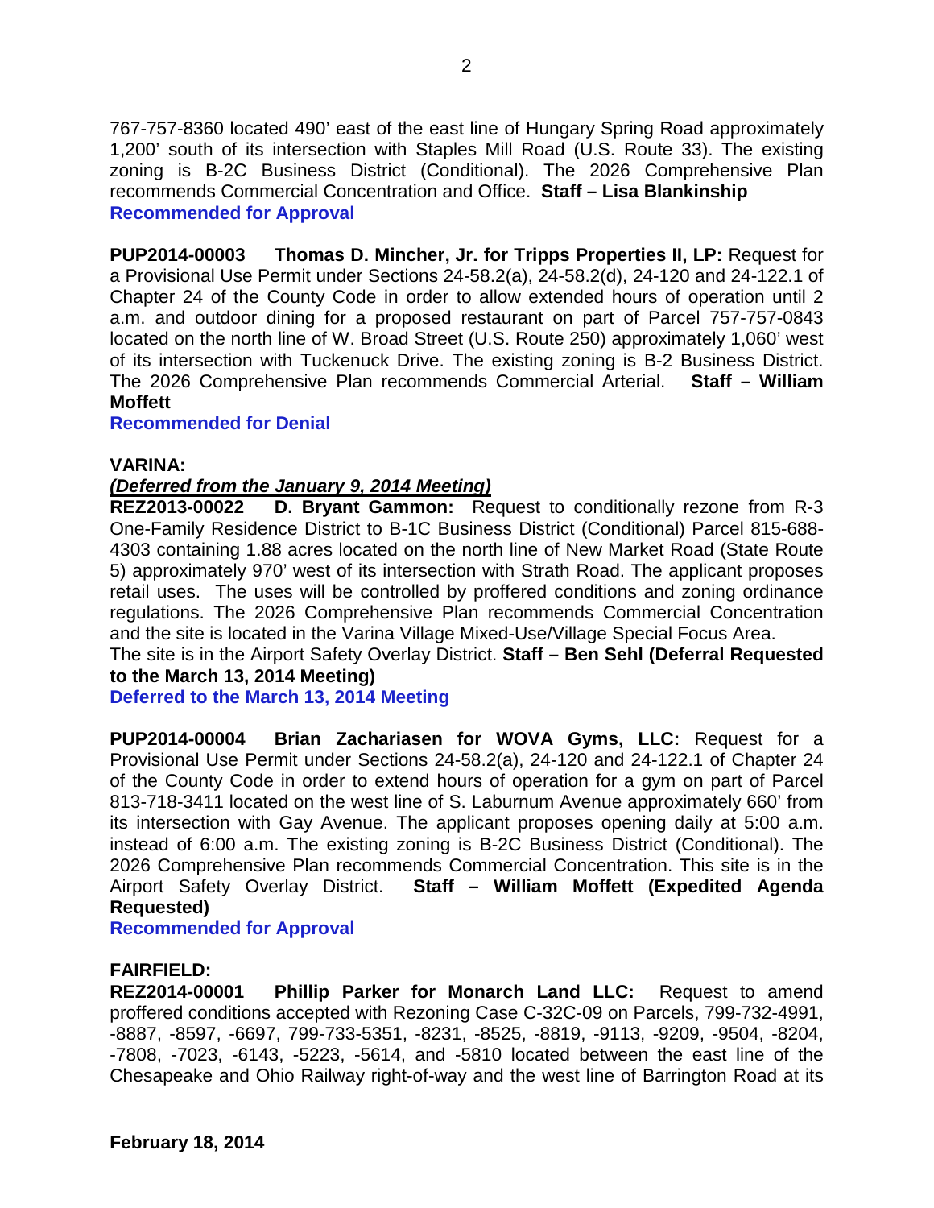767-757-8360 located 490' east of the east line of Hungary Spring Road approximately 1,200' south of its intersection with Staples Mill Road (U.S. Route 33). The existing zoning is B-2C Business District (Conditional). The 2026 Comprehensive Plan recommends Commercial Concentration and Office. **Staff – Lisa Blankinship**
**Recommended for Approval**

**PUP2014-00003 Thomas D. Mincher, Jr. for Tripps Properties II, LP:** Request for a Provisional Use Permit under Sections 24-58.2(a), 24-58.2(d), 24-120 and 24-122.1 of Chapter 24 of the County Code in order to allow extended hours of operation until 2 a.m. and outdoor dining for a proposed restaurant on part of Parcel 757-757-0843 located on the north line of W. Broad Street (U.S. Route 250) approximately 1,060' west of its intersection with Tuckenuck Drive. The existing zoning is B-2 Business District. The 2026 Comprehensive Plan recommends Commercial Arterial. **Staff – William Moffett**
**Recommended for Denial**

**VARINA:**
***(Deferred from the January 9, 2014 Meeting)***
**REZ2013-00022 D. Bryant Gammon:** Request to conditionally rezone from R-3 One-Family Residence District to B-1C Business District (Conditional) Parcel 815-688-4303 containing 1.88 acres located on the north line of New Market Road (State Route 5) approximately 970' west of its intersection with Strath Road. The applicant proposes retail uses. The uses will be controlled by proffered conditions and zoning ordinance regulations. The 2026 Comprehensive Plan recommends Commercial Concentration and the site is located in the Varina Village Mixed-Use/Village Special Focus Area. The site is in the Airport Safety Overlay District. **Staff – Ben Sehl (Deferral Requested to the March 13, 2014 Meeting)**
**Deferred to the March 13, 2014 Meeting**

**PUP2014-00004 Brian Zachariasen for WOVA Gyms, LLC:** Request for a Provisional Use Permit under Sections 24-58.2(a), 24-120 and 24-122.1 of Chapter 24 of the County Code in order to extend hours of operation for a gym on part of Parcel 813-718-3411 located on the west line of S. Laburnum Avenue approximately 660' from its intersection with Gay Avenue. The applicant proposes opening daily at 5:00 a.m. instead of 6:00 a.m. The existing zoning is B-2C Business District (Conditional). The 2026 Comprehensive Plan recommends Commercial Concentration. This site is in the Airport Safety Overlay District. **Staff – William Moffett (Expedited Agenda Requested)**
**Recommended for Approval**

**FAIRFIELD:**
**REZ2014-00001 Phillip Parker for Monarch Land LLC:** Request to amend proffered conditions accepted with Rezoning Case C-32C-09 on Parcels, 799-732-4991, -8887, -8597, -6697, 799-733-5351, -8231, -8525, -8819, -9113, -9209, -9504, -8204, -7808, -7023, -6143, -5223, -5614, and -5810 located between the east line of the Chesapeake and Ohio Railway right-of-way and the west line of Barrington Road at its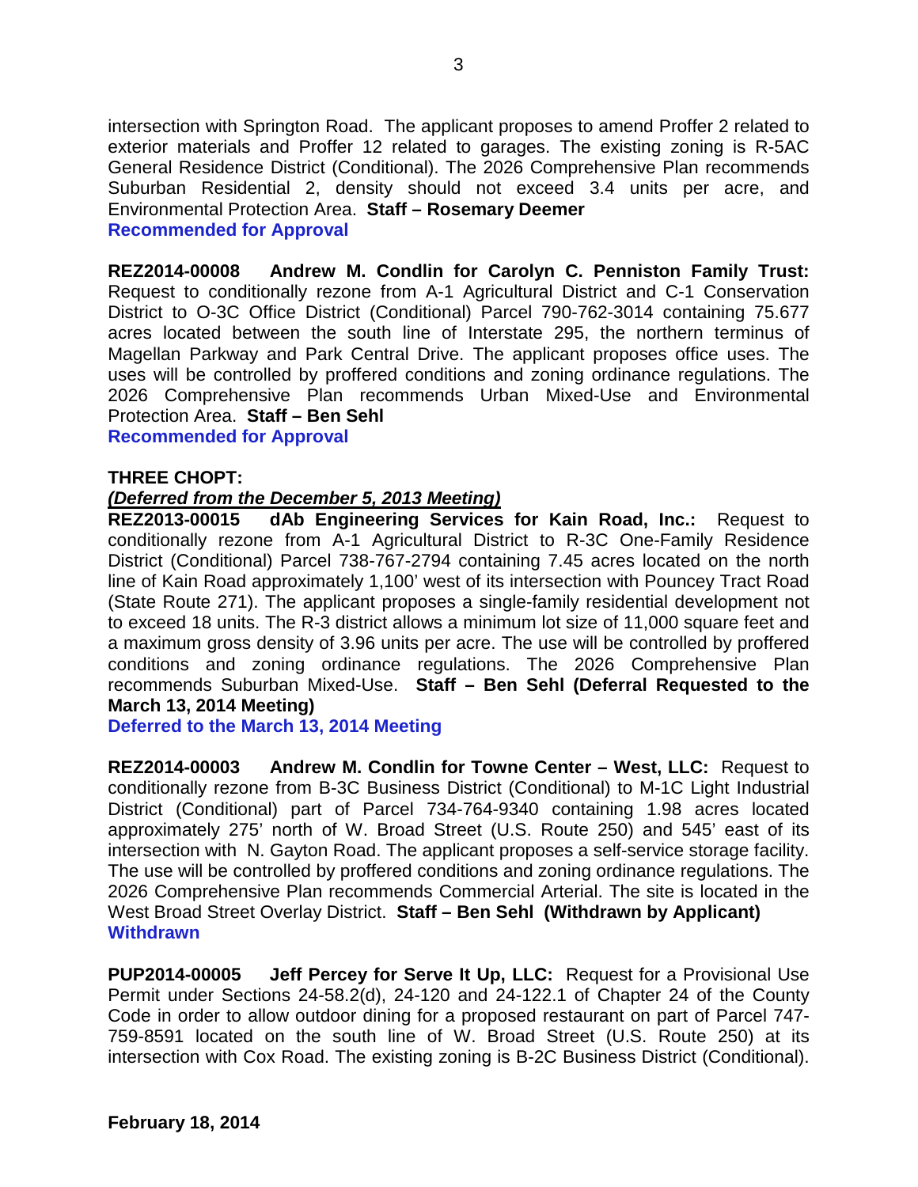intersection with Springton Road. The applicant proposes to amend Proffer 2 related to exterior materials and Proffer 12 related to garages. The existing zoning is R-5AC General Residence District (Conditional). The 2026 Comprehensive Plan recommends Suburban Residential 2, density should not exceed 3.4 units per acre, and Environmental Protection Area. **Staff – Rosemary Deemer**
**Recommended for Approval**

**REZ2014-00008 Andrew M. Condlin for Carolyn C. Penniston Family Trust:** Request to conditionally rezone from A-1 Agricultural District and C-1 Conservation District to O-3C Office District (Conditional) Parcel 790-762-3014 containing 75.677 acres located between the south line of Interstate 295, the northern terminus of Magellan Parkway and Park Central Drive. The applicant proposes office uses. The uses will be controlled by proffered conditions and zoning ordinance regulations. The 2026 Comprehensive Plan recommends Urban Mixed-Use and Environmental Protection Area. **Staff – Ben Sehl**
**Recommended for Approval**

**THREE CHOPT:**
***(Deferred from the December 5, 2013 Meeting)***
**REZ2013-00015 dAb Engineering Services for Kain Road, Inc.:** Request to conditionally rezone from A-1 Agricultural District to R-3C One-Family Residence District (Conditional) Parcel 738-767-2794 containing 7.45 acres located on the north line of Kain Road approximately 1,100' west of its intersection with Pouncey Tract Road (State Route 271). The applicant proposes a single-family residential development not to exceed 18 units. The R-3 district allows a minimum lot size of 11,000 square feet and a maximum gross density of 3.96 units per acre. The use will be controlled by proffered conditions and zoning ordinance regulations. The 2026 Comprehensive Plan recommends Suburban Mixed-Use. **Staff – Ben Sehl (Deferral Requested to the March 13, 2014 Meeting)**
**Deferred to the March 13, 2014 Meeting**

**REZ2014-00003 Andrew M. Condlin for Towne Center – West, LLC:** Request to conditionally rezone from B-3C Business District (Conditional) to M-1C Light Industrial District (Conditional) part of Parcel 734-764-9340 containing 1.98 acres located approximately 275' north of W. Broad Street (U.S. Route 250) and 545' east of its intersection with N. Gayton Road. The applicant proposes a self-service storage facility. The use will be controlled by proffered conditions and zoning ordinance regulations. The 2026 Comprehensive Plan recommends Commercial Arterial. The site is located in the West Broad Street Overlay District. **Staff – Ben Sehl (Withdrawn by Applicant)**
**Withdrawn**

**PUP2014-00005 Jeff Percey for Serve It Up, LLC:** Request for a Provisional Use Permit under Sections 24-58.2(d), 24-120 and 24-122.1 of Chapter 24 of the County Code in order to allow outdoor dining for a proposed restaurant on part of Parcel 747-759-8591 located on the south line of W. Broad Street (U.S. Route 250) at its intersection with Cox Road. The existing zoning is B-2C Business District (Conditional).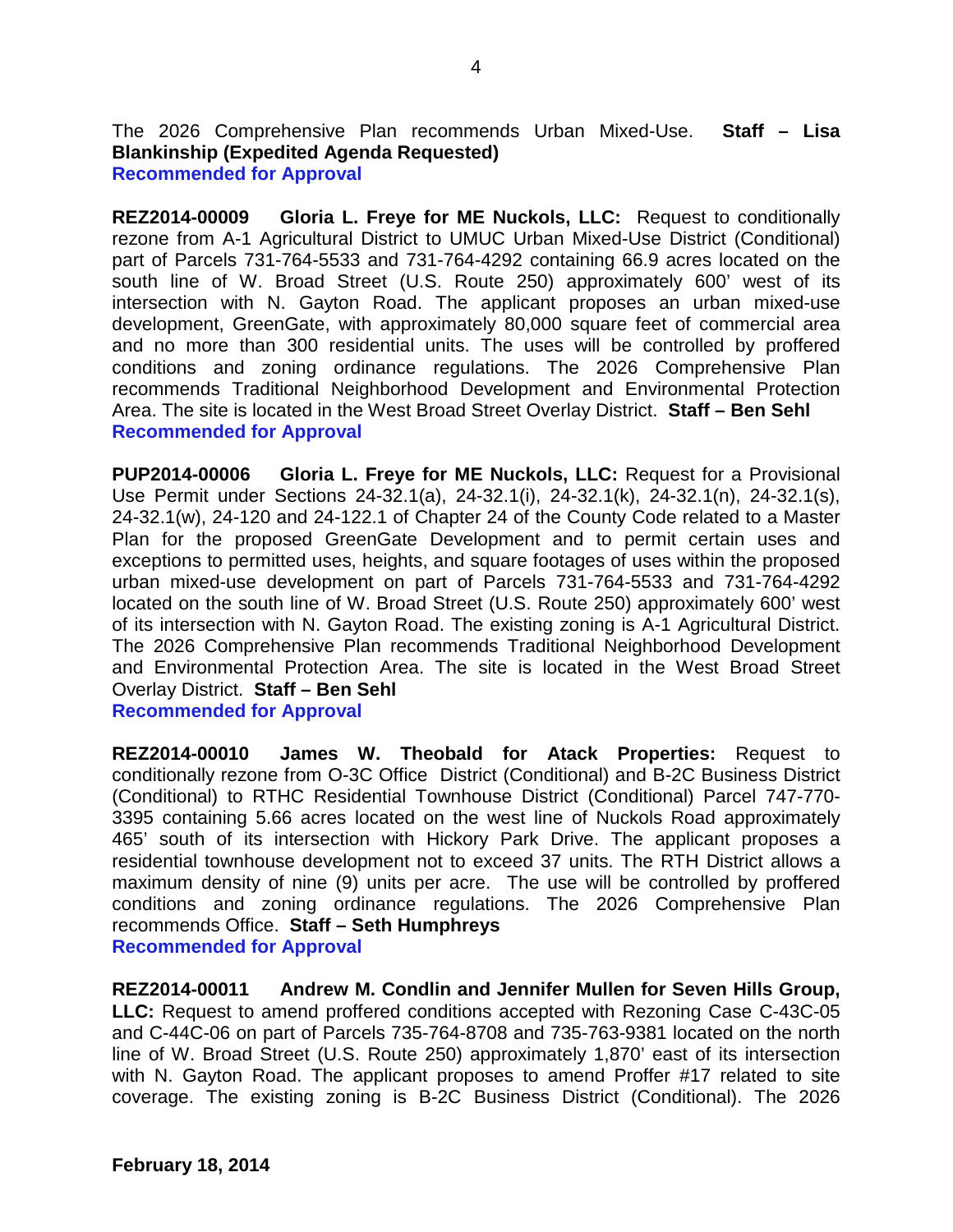The 2026 Comprehensive Plan recommends Urban Mixed-Use. **Staff – Lisa Blankinship (Expedited Agenda Requested)**
**Recommended for Approval**

**REZ2014-00009 Gloria L. Freye for ME Nuckols, LLC:** Request to conditionally rezone from A-1 Agricultural District to UMUC Urban Mixed-Use District (Conditional) part of Parcels 731-764-5533 and 731-764-4292 containing 66.9 acres located on the south line of W. Broad Street (U.S. Route 250) approximately 600' west of its intersection with N. Gayton Road. The applicant proposes an urban mixed-use development, GreenGate, with approximately 80,000 square feet of commercial area and no more than 300 residential units. The uses will be controlled by proffered conditions and zoning ordinance regulations. The 2026 Comprehensive Plan recommends Traditional Neighborhood Development and Environmental Protection Area. The site is located in the West Broad Street Overlay District. **Staff – Ben Sehl**
**Recommended for Approval**

**PUP2014-00006 Gloria L. Freye for ME Nuckols, LLC:** Request for a Provisional Use Permit under Sections 24-32.1(a), 24-32.1(i), 24-32.1(k), 24-32.1(n), 24-32.1(s), 24-32.1(w), 24-120 and 24-122.1 of Chapter 24 of the County Code related to a Master Plan for the proposed GreenGate Development and to permit certain uses and exceptions to permitted uses, heights, and square footages of uses within the proposed urban mixed-use development on part of Parcels 731-764-5533 and 731-764-4292 located on the south line of W. Broad Street (U.S. Route 250) approximately 600' west of its intersection with N. Gayton Road. The existing zoning is A-1 Agricultural District. The 2026 Comprehensive Plan recommends Traditional Neighborhood Development and Environmental Protection Area. The site is located in the West Broad Street Overlay District. **Staff – Ben Sehl**
**Recommended for Approval**

**REZ2014-00010 James W. Theobald for Atack Properties:** Request to conditionally rezone from O-3C Office District (Conditional) and B-2C Business District (Conditional) to RTHC Residential Townhouse District (Conditional) Parcel 747-770-3395 containing 5.66 acres located on the west line of Nuckols Road approximately 465' south of its intersection with Hickory Park Drive. The applicant proposes a residential townhouse development not to exceed 37 units. The RTH District allows a maximum density of nine (9) units per acre. The use will be controlled by proffered conditions and zoning ordinance regulations. The 2026 Comprehensive Plan recommends Office. **Staff – Seth Humphreys**
**Recommended for Approval**

**REZ2014-00011 Andrew M. Condlin and Jennifer Mullen for Seven Hills Group, LLC:** Request to amend proffered conditions accepted with Rezoning Case C-43C-05 and C-44C-06 on part of Parcels 735-764-8708 and 735-763-9381 located on the north line of W. Broad Street (U.S. Route 250) approximately 1,870' east of its intersection with N. Gayton Road. The applicant proposes to amend Proffer #17 related to site coverage. The existing zoning is B-2C Business District (Conditional). The 2026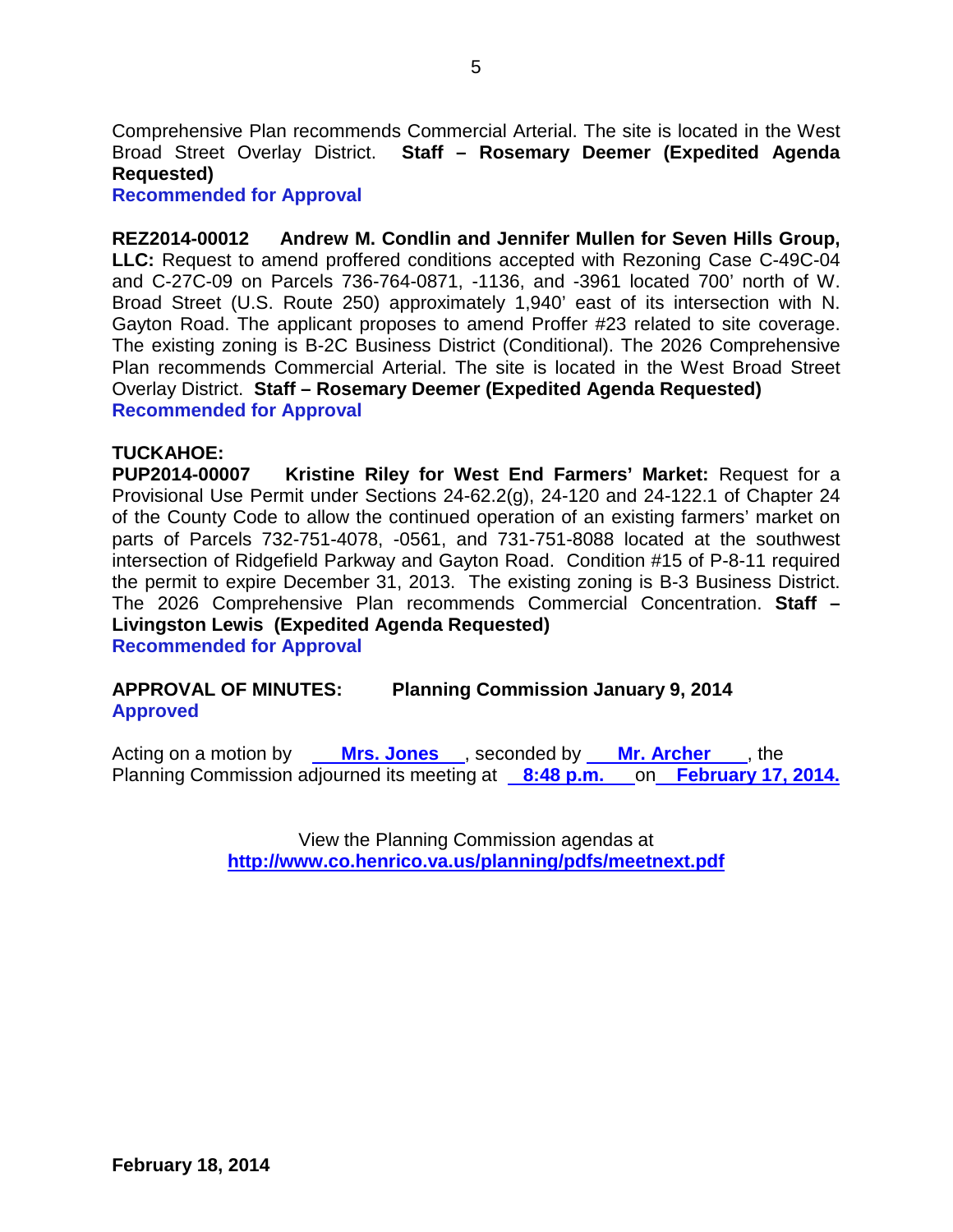Comprehensive Plan recommends Commercial Arterial. The site is located in the West Broad Street Overlay District. **Staff – Rosemary Deemer (Expedited Agenda Requested)**
**Recommended for Approval**

**REZ2014-00012 Andrew M. Condlin and Jennifer Mullen for Seven Hills Group, LLC:** Request to amend proffered conditions accepted with Rezoning Case C-49C-04 and C-27C-09 on Parcels 736-764-0871, -1136, and -3961 located 700' north of W. Broad Street (U.S. Route 250) approximately 1,940' east of its intersection with N. Gayton Road. The applicant proposes to amend Proffer #23 related to site coverage. The existing zoning is B-2C Business District (Conditional). The 2026 Comprehensive Plan recommends Commercial Arterial. The site is located in the West Broad Street Overlay District. **Staff – Rosemary Deemer (Expedited Agenda Requested)**
**Recommended for Approval**

**TUCKAHOE:**
**PUP2014-00007 Kristine Riley for West End Farmers' Market:** Request for a Provisional Use Permit under Sections 24-62.2(g), 24-120 and 24-122.1 of Chapter 24 of the County Code to allow the continued operation of an existing farmers' market on parts of Parcels 732-751-4078, -0561, and 731-751-8088 located at the southwest intersection of Ridgefield Parkway and Gayton Road. Condition #15 of P-8-11 required the permit to expire December 31, 2013. The existing zoning is B-3 Business District. The 2026 Comprehensive Plan recommends Commercial Concentration. **Staff – Livingston Lewis (Expedited Agenda Requested)**
**Recommended for Approval**

**APPROVAL OF MINUTES: Planning Commission January 9, 2014**
**Approved**

Acting on a motion by **Mrs. Jones**, seconded by **Mr. Archer**, the Planning Commission adjourned its meeting at **8:48 p.m.** on **February 17, 2014.**

View the Planning Commission agendas at
**http://www.co.henrico.va.us/planning/pdfs/meetnext.pdf**

**February 18, 2014**